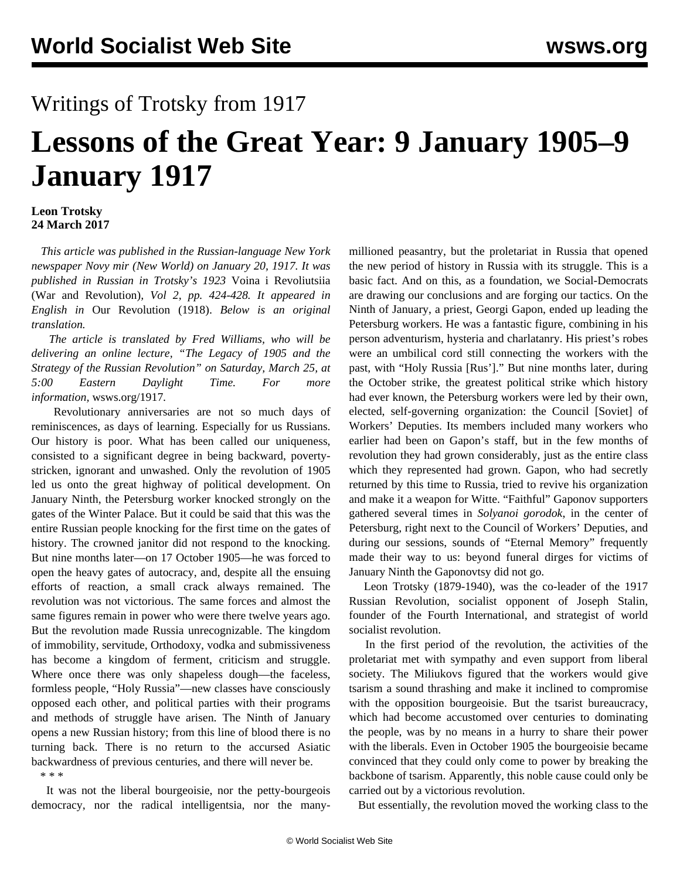World Socialist Web Site wsws.org

Writings of Trotsky from 1917

# Lessons of the Great Year: 9 January 1905–9 January 1917

**Leon Trotsky**
**24 March 2017**

*This article was published in the Russian-language New York newspaper Novy mir (New World) on January 20, 1917. It was published in Russian in Trotsky's 1923* Voina i Revoliutsiia (War and Revolution)*, Vol 2, pp. 424-428. It appeared in English in* Our Revolution (1918). *Below is an original translation.*

*The article is translated by Fred Williams, who will be delivering an online lecture, "The Legacy of 1905 and the Strategy of the Russian Revolution" on Saturday, March 25, at 5:00 Eastern Daylight Time. For more information,* wsws.org/1917.

Revolutionary anniversaries are not so much days of reminiscences, as days of learning. Especially for us Russians. Our history is poor. What has been called our uniqueness, consisted to a significant degree in being backward, poverty-stricken, ignorant and unwashed. Only the revolution of 1905 led us onto the great highway of political development. On January Ninth, the Petersburg worker knocked strongly on the gates of the Winter Palace. But it could be said that this was the entire Russian people knocking for the first time on the gates of history. The crowned janitor did not respond to the knocking. But nine months later—on 17 October 1905—he was forced to open the heavy gates of autocracy, and, despite all the ensuing efforts of reaction, a small crack always remained. The revolution was not victorious. The same forces and almost the same figures remain in power who were there twelve years ago. But the revolution made Russia unrecognizable. The kingdom of immobility, servitude, Orthodoxy, vodka and submissiveness has become a kingdom of ferment, criticism and struggle. Where once there was only shapeless dough—the faceless, formless people, "Holy Russia"—new classes have consciously opposed each other, and political parties with their programs and methods of struggle have arisen. The Ninth of January opens a new Russian history; from this line of blood there is no turning back. There is no return to the accursed Asiatic backwardness of previous centuries, and there will never be.

* * *

It was not the liberal bourgeoisie, nor the petty-bourgeois democracy, nor the radical intelligentsia, nor the many-millioned peasantry, but the proletariat in Russia that opened the new period of history in Russia with its struggle. This is a basic fact. And on this, as a foundation, we Social-Democrats are drawing our conclusions and are forging our tactics. On the Ninth of January, a priest, Georgi Gapon, ended up leading the Petersburg workers. He was a fantastic figure, combining in his person adventurism, hysteria and charlatanry. His priest's robes were an umbilical cord still connecting the workers with the past, with "Holy Russia [Rus']." But nine months later, during the October strike, the greatest political strike which history had ever known, the Petersburg workers were led by their own, elected, self-governing organization: the Council [Soviet] of Workers' Deputies. Its members included many workers who earlier had been on Gapon's staff, but in the few months of revolution they had grown considerably, just as the entire class which they represented had grown. Gapon, who had secretly returned by this time to Russia, tried to revive his organization and make it a weapon for Witte. "Faithful" Gaponov supporters gathered several times in *Solyanoi gorodok*, in the center of Petersburg, right next to the Council of Workers' Deputies, and during our sessions, sounds of "Eternal Memory" frequently made their way to us: beyond funeral dirges for victims of January Ninth the Gaponovtsy did not go.

Leon Trotsky (1879-1940), was the co-leader of the 1917 Russian Revolution, socialist opponent of Joseph Stalin, founder of the Fourth International, and strategist of world socialist revolution.

In the first period of the revolution, the activities of the proletariat met with sympathy and even support from liberal society. The Miliukovs figured that the workers would give tsarism a sound thrashing and make it inclined to compromise with the opposition bourgeoisie. But the tsarist bureaucracy, which had become accustomed over centuries to dominating the people, was by no means in a hurry to share their power with the liberals. Even in October 1905 the bourgeoisie became convinced that they could only come to power by breaking the backbone of tsarism. Apparently, this noble cause could only be carried out by a victorious revolution.

But essentially, the revolution moved the working class to the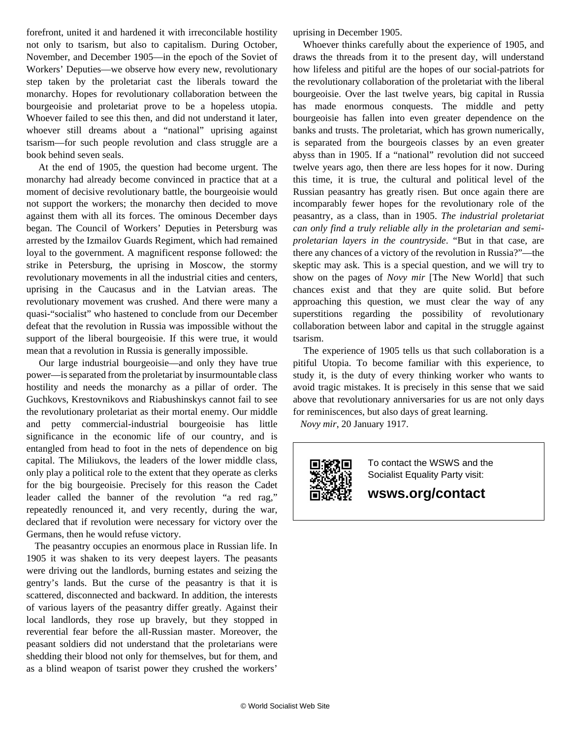forefront, united it and hardened it with irreconcilable hostility not only to tsarism, but also to capitalism. During October, November, and December 1905—in the epoch of the Soviet of Workers' Deputies—we observe how every new, revolutionary step taken by the proletariat cast the liberals toward the monarchy. Hopes for revolutionary collaboration between the bourgeoisie and proletariat prove to be a hopeless utopia. Whoever failed to see this then, and did not understand it later, whoever still dreams about a "national" uprising against tsarism—for such people revolution and class struggle are a book behind seven seals.

At the end of 1905, the question had become urgent. The monarchy had already become convinced in practice that at a moment of decisive revolutionary battle, the bourgeoisie would not support the workers; the monarchy then decided to move against them with all its forces. The ominous December days began. The Council of Workers' Deputies in Petersburg was arrested by the Izmailov Guards Regiment, which had remained loyal to the government. A magnificent response followed: the strike in Petersburg, the uprising in Moscow, the stormy revolutionary movements in all the industrial cities and centers, uprising in the Caucasus and in the Latvian areas. The revolutionary movement was crushed. And there were many a quasi-"socialist" who hastened to conclude from our December defeat that the revolution in Russia was impossible without the support of the liberal bourgeoisie. If this were true, it would mean that a revolution in Russia is generally impossible.

Our large industrial bourgeoisie—and only they have true power—is separated from the proletariat by insurmountable class hostility and needs the monarchy as a pillar of order. The Guchkovs, Krestovnikovs and Riabushinskys cannot fail to see the revolutionary proletariat as their mortal enemy. Our middle and petty commercial-industrial bourgeoisie has little significance in the economic life of our country, and is entangled from head to foot in the nets of dependence on big capital. The Miliukovs, the leaders of the lower middle class, only play a political role to the extent that they operate as clerks for the big bourgeoisie. Precisely for this reason the Cadet leader called the banner of the revolution "a red rag," repeatedly renounced it, and very recently, during the war, declared that if revolution were necessary for victory over the Germans, then he would refuse victory.

The peasantry occupies an enormous place in Russian life. In 1905 it was shaken to its very deepest layers. The peasants were driving out the landlords, burning estates and seizing the gentry's lands. But the curse of the peasantry is that it is scattered, disconnected and backward. In addition, the interests of various layers of the peasantry differ greatly. Against their local landlords, they rose up bravely, but they stopped in reverential fear before the all-Russian master. Moreover, the peasant soldiers did not understand that the proletarians were shedding their blood not only for themselves, but for them, and as a blind weapon of tsarist power they crushed the workers' uprising in December 1905.

Whoever thinks carefully about the experience of 1905, and draws the threads from it to the present day, will understand how lifeless and pitiful are the hopes of our social-patriots for the revolutionary collaboration of the proletariat with the liberal bourgeoisie. Over the last twelve years, big capital in Russia has made enormous conquests. The middle and petty bourgeoisie has fallen into even greater dependence on the banks and trusts. The proletariat, which has grown numerically, is separated from the bourgeois classes by an even greater abyss than in 1905. If a "national" revolution did not succeed twelve years ago, then there are less hopes for it now. During this time, it is true, the cultural and political level of the Russian peasantry has greatly risen. But once again there are incomparably fewer hopes for the revolutionary role of the peasantry, as a class, than in 1905. *The industrial proletariat can only find a truly reliable ally in the proletarian and semi-proletarian layers in the countryside*. "But in that case, are there any chances of a victory of the revolution in Russia?"—the skeptic may ask. This is a special question, and we will try to show on the pages of *Novy mir* [The New World] that such chances exist and that they are quite solid. But before approaching this question, we must clear the way of any superstitions regarding the possibility of revolutionary collaboration between labor and capital in the struggle against tsarism.

The experience of 1905 tells us that such collaboration is a pitiful Utopia. To become familiar with this experience, to study it, is the duty of every thinking worker who wants to avoid tragic mistakes. It is precisely in this sense that we said above that revolutionary anniversaries for us are not only days for reminiscences, but also days of great learning.

*Novy mir*, 20 January 1917.

To contact the WSWS and the Socialist Equality Party visit:

**wsws.org/contact**